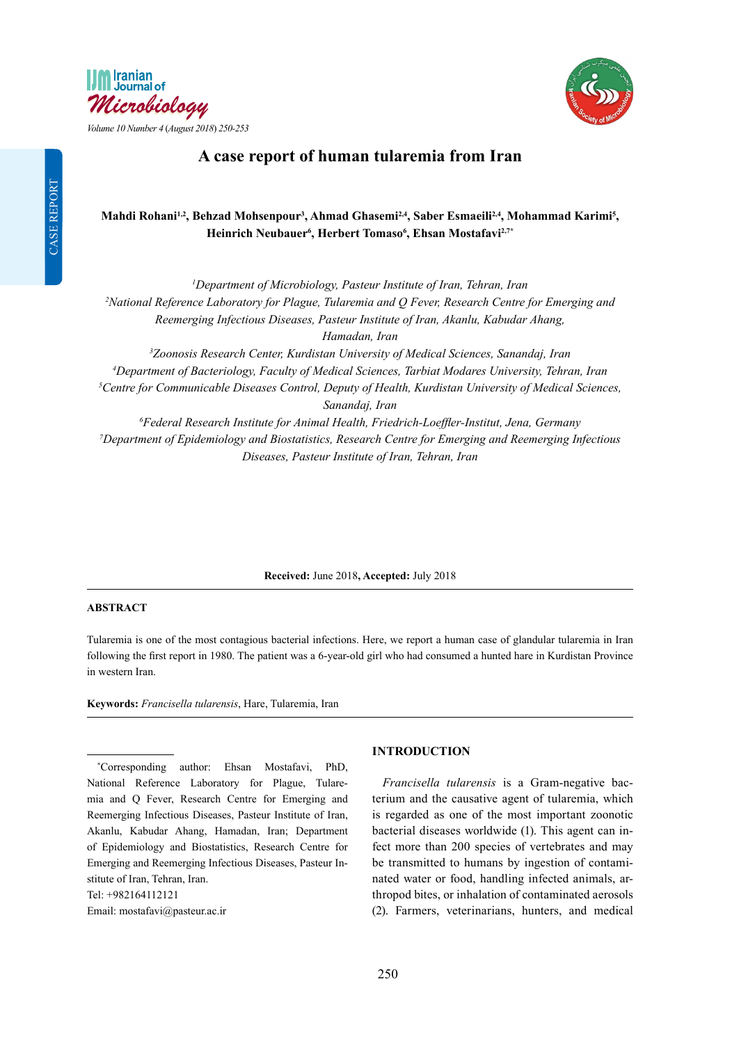CASE REPORT

# A case report of human tularemia from Iran

**Mahdi Rohani[1,2], Behzad Mohsenpour[3], Ahmad Ghasemi[2,4], Saber Esmaeili[2,4], Mohammad Karimi[5], Heinrich Neubauer[6], Herbert Tomaso[6], Ehsan Mostafavi[2,7*]**

*[1]Department of Microbiology, Pasteur Institute of Iran, Tehran, Iran*
*[2]National Reference Laboratory for Plague, Tularemia and Q Fever, Research Centre for Emerging and Reemerging Infectious Diseases, Pasteur Institute of Iran, Akanlu, Kabudar Ahang, Hamadan, Iran*
*[3]Zoonosis Research Center, Kurdistan University of Medical Sciences, Sanandaj, Iran*
*[4]Department of Bacteriology, Faculty of Medical Sciences, Tarbiat Modares University, Tehran, Iran*
*[5]Centre for Communicable Diseases Control, Deputy of Health, Kurdistan University of Medical Sciences, Sanandaj, Iran*
*[6]Federal Research Institute for Animal Health, Friedrich-Loeffler-Institut, Jena, Germany*
*[7]Department of Epidemiology and Biostatistics, Research Centre for Emerging and Reemerging Infectious Diseases, Pasteur Institute of Iran, Tehran, Iran*

**Received:** June 2018, **Accepted:** July 2018

## ABSTRACT

Tularemia is one of the most contagious bacterial infections. Here, we report a human case of glandular tularemia in Iran following the first report in 1980. The patient was a 6-year-old girl who had consumed a hunted hare in Kurdistan Province in western Iran.

**Keywords:** *Francisella tularensis*, Hare, Tularemia, Iran

## INTRODUCTION

*Francisella tularensis* is a Gram-negative bacterium and the causative agent of tularemia, which is regarded as one of the most important zoonotic bacterial diseases worldwide (1). This agent can infect more than 200 species of vertebrates and may be transmitted to humans by ingestion of contaminated water or food, handling infected animals, arthropod bites, or inhalation of contaminated aerosols (2). Farmers, veterinarians, hunters, and medical

*Corresponding author: Ehsan Mostafavi, PhD, National Reference Laboratory for Plague, Tularemia and Q Fever, Research Centre for Emerging and Reemerging Infectious Diseases, Pasteur Institute of Iran, Akanlu, Kabudar Ahang, Hamadan, Iran; Department of Epidemiology and Biostatistics, Research Centre for Emerging and Reemerging Infectious Diseases, Pasteur Institute of Iran, Tehran, Iran.
Tel: +982164112121
Email: mostafavi@pasteur.ac.ir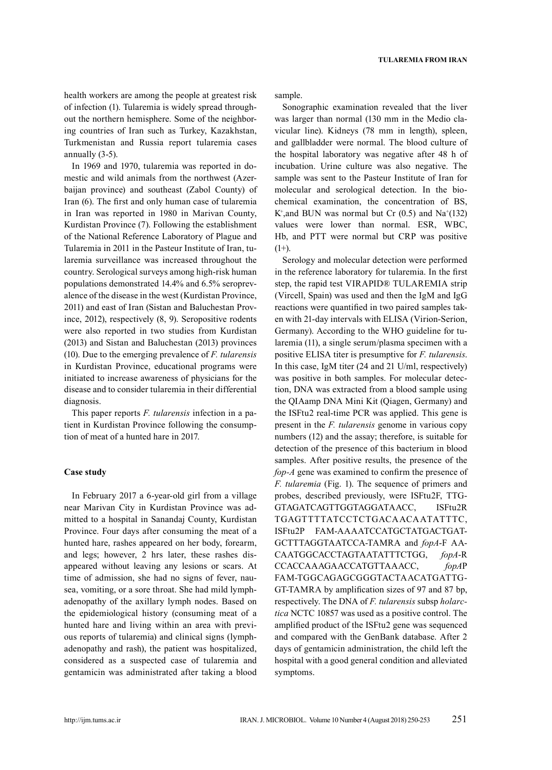health workers are among the people at greatest risk of infection (1). Tularemia is widely spread throughout the northern hemisphere. Some of the neighboring countries of Iran such as Turkey, Kazakhstan, Turkmenistan and Russia report tularemia cases annually (3-5).

In 1969 and 1970, tularemia was reported in domestic and wild animals from the northwest (Azerbaijan province) and southeast (Zabol County) of Iran (6). The first and only human case of tularemia in Iran was reported in 1980 in Marivan County, Kurdistan Province (7). Following the establishment of the National Reference Laboratory of Plague and Tularemia in 2011 in the Pasteur Institute of Iran, tularemia surveillance was increased throughout the country. Serological surveys among high-risk human populations demonstrated 14.4% and 6.5% seroprevalence of the disease in the west (Kurdistan Province, 2011) and east of Iran (Sistan and Baluchestan Province, 2012), respectively (8, 9). Seropositive rodents were also reported in two studies from Kurdistan (2013) and Sistan and Baluchestan (2013) provinces (10). Due to the emerging prevalence of *F. tularensis* in Kurdistan Province, educational programs were initiated to increase awareness of physicians for the disease and to consider tularemia in their differential diagnosis.

This paper reports *F. tularensis* infection in a patient in Kurdistan Province following the consumption of meat of a hunted hare in 2017.

## Case study

In February 2017 a 6-year-old girl from a village near Marivan City in Kurdistan Province was admitted to a hospital in Sanandaj County, Kurdistan Province. Four days after consuming the meat of a hunted hare, rashes appeared on her body, forearm, and legs; however, 2 hrs later, these rashes disappeared without leaving any lesions or scars. At time of admission, she had no signs of fever, nausea, vomiting, or a sore throat. She had mild lymphadenopathy of the axillary lymph nodes. Based on the epidemiological history (consuming meat of a hunted hare and living within an area with previous reports of tularemia) and clinical signs (lymphadenopathy and rash), the patient was hospitalized, considered as a suspected case of tularemia and gentamicin was administrated after taking a blood sample.

Sonographic examination revealed that the liver was larger than normal (130 mm in the Medio clavicular line). Kidneys (78 mm in length), spleen, and gallbladder were normal. The blood culture of the hospital laboratory was negative after 48 h of incubation. Urine culture was also negative. The sample was sent to the Pasteur Institute of Iran for molecular and serological detection. In the biochemical examination, the concentration of BS, $K^+$,and BUN was normal but Cr (0.5) and $Na^+$(132) values were lower than normal. ESR, WBC, Hb, and PTT were normal but CRP was positive (1+).

Serology and molecular detection were performed in the reference laboratory for tularemia. In the first step, the rapid test VIRAPID® TULAREMIA strip (Vircell, Spain) was used and then the IgM and IgG reactions were quantified in two paired samples taken with 21-day intervals with ELISA (Virion-Serion, Germany). According to the WHO guideline for tularemia (11), a single serum/plasma specimen with a positive ELISA titer is presumptive for *F. tularensis*. In this case, IgM titer (24 and 21 U/ml, respectively) was positive in both samples. For molecular detection, DNA was extracted from a blood sample using the QIAamp DNA Mini Kit (Qiagen, Germany) and the ISFtu2 real-time PCR was applied. This gene is present in the *F. tularensis* genome in various copy numbers (12) and the assay; therefore, is suitable for detection of the presence of this bacterium in blood samples. After positive results, the presence of the *fop-A* gene was examined to confirm the presence of *F. tularemia* (Fig. 1). The sequence of primers and probes, described previously, were ISFtu2F, TTGGTAGATCAGTTGGTAGGATAACC, ISFtu2R TGAGTTTTATCCTCTGACAACAATATTTC, ISFtu2P FAM-AAAATCCATGCTATGACTGATGCTTTAGGTAATCCA-TAMRA and *fopA*-F AACAATGGCACCTAGTAATATTTCTGG, *fopA*-R CCACCAAAGAACCATGTTAAACC, *fopA*P FAM-TGGCAGAGCGGGTACTAACATGATTGGT-TAMRA by amplification sizes of 97 and 87 bp, respectively. The DNA of *F. tularensis* subsp *holarctica* NCTC 10857 was used as a positive control. The amplified product of the ISFtu2 gene was sequenced and compared with the GenBank database. After 2 days of gentamicin administration, the child left the hospital with a good general condition and alleviated symptoms.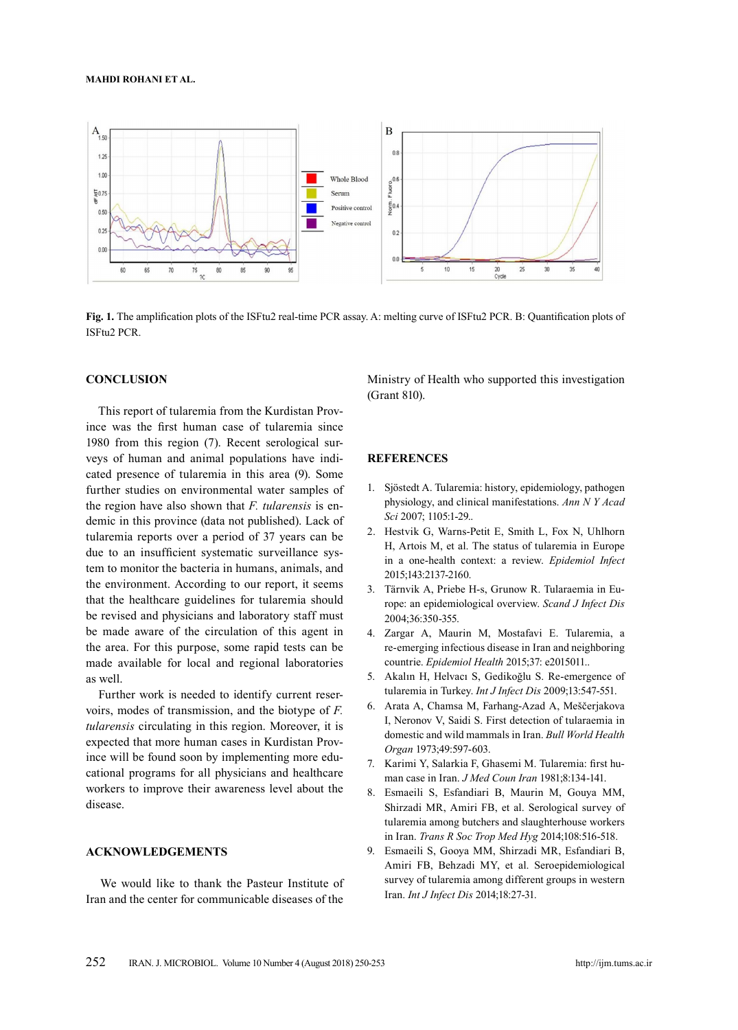**Fig. 1.** The amplification plots of the ISFtu2 real-time PCR assay. A: melting curve of ISFtu2 PCR. B: Quantification plots of ISFtu2 PCR.

## CONCLUSION

This report of tularemia from the Kurdistan Province was the first human case of tularemia since 1980 from this region (7). Recent serological surveys of human and animal populations have indicated presence of tularemia in this area (9). Some further studies on environmental water samples of the region have also shown that *F. tularensis* is endemic in this province (data not published). Lack of tularemia reports over a period of 37 years can be due to an insufficient systematic surveillance system to monitor the bacteria in humans, animals, and the environment. According to our report, it seems that the healthcare guidelines for tularemia should be revised and physicians and laboratory staff must be made aware of the circulation of this agent in the area. For this purpose, some rapid tests can be made available for local and regional laboratories as well.

Further work is needed to identify current reservoirs, modes of transmission, and the biotype of *F. tularensis* circulating in this region. Moreover, it is expected that more human cases in Kurdistan Province will be found soon by implementing more educational programs for all physicians and healthcare workers to improve their awareness level about the disease.

## ACKNOWLEDGEMENTS

We would like to thank the Pasteur Institute of Iran and the center for communicable diseases of the Ministry of Health who supported this investigation (Grant 810).

## REFERENCES

1. Sjöstedt A. Tularemia: history, epidemiology, pathogen physiology, and clinical manifestations. *Ann N Y Acad Sci* 2007; 1105:1-29..
2. Hestvik G, Warns-Petit E, Smith L, Fox N, Uhlhorn H, Artois M, et al. The status of tularemia in Europe in a one-health context: a review. *Epidemiol Infect* 2015;143:2137-2160.
3. Tärnvik A, Priebe H-s, Grunow R. Tularaemia in Europe: an epidemiological overview. *Scand J Infect Dis* 2004;36:350-355.
4. Zargar A, Maurin M, Mostafavi E. Tularemia, a re-emerging infectious disease in Iran and neighboring countrie. *Epidemiol Health* 2015;37: e2015011..
5. Akalın H, Helvacı S, Gedikoğlu S. Re-emergence of tularemia in Turkey. *Int J Infect Dis* 2009;13:547-551.
6. Arata A, Chamsa M, Farhang-Azad A, Meščerjakova I, Neronov V, Saidi S. First detection of tularaemia in domestic and wild mammals in Iran. *Bull World Health Organ* 1973;49:597-603.
7. Karimi Y, Salarkia F, Ghasemi M. Tularemia: first human case in Iran. *J Med Coun Iran* 1981;8:134-141.
8. Esmaeili S, Esfandiari B, Maurin M, Gouya MM, Shirzadi MR, Amiri FB, et al. Serological survey of tularemia among butchers and slaughterhouse workers in Iran. *Trans R Soc Trop Med Hyg* 2014;108:516-518.
9. Esmaeili S, Gooya MM, Shirzadi MR, Esfandiari B, Amiri FB, Behzadi MY, et al. Seroepidemiological survey of tularemia among different groups in western Iran. *Int J Infect Dis* 2014;18:27-31.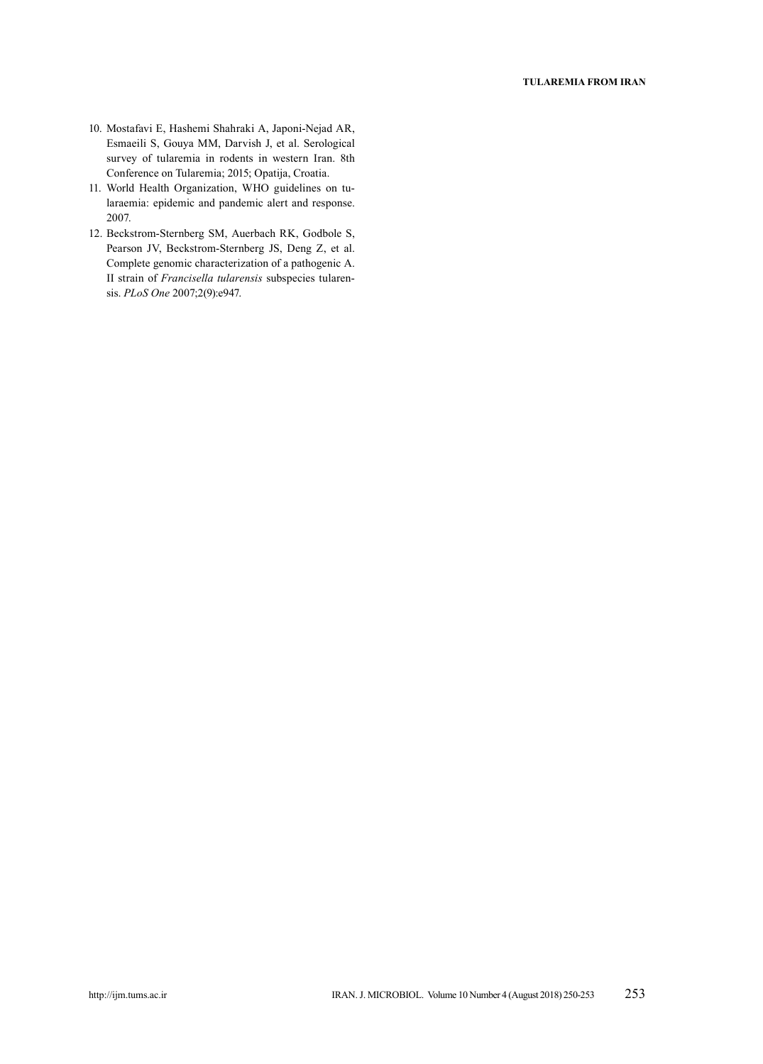10. Mostafavi E, Hashemi Shahraki A, Japoni-Nejad AR, Esmaeili S, Gouya MM, Darvish J, et al. Serological survey of tularemia in rodents in western Iran. 8th Conference on Tularemia; 2015; Opatija, Croatia.
11. World Health Organization, WHO guidelines on tularaemia: epidemic and pandemic alert and response. 2007.
12. Beckstrom-Sternberg SM, Auerbach RK, Godbole S, Pearson JV, Beckstrom-Sternberg JS, Deng Z, et al. Complete genomic characterization of a pathogenic A.II strain of *Francisella tularensis* subspecies tularensis. *PLoS One* 2007;2(9):e947.